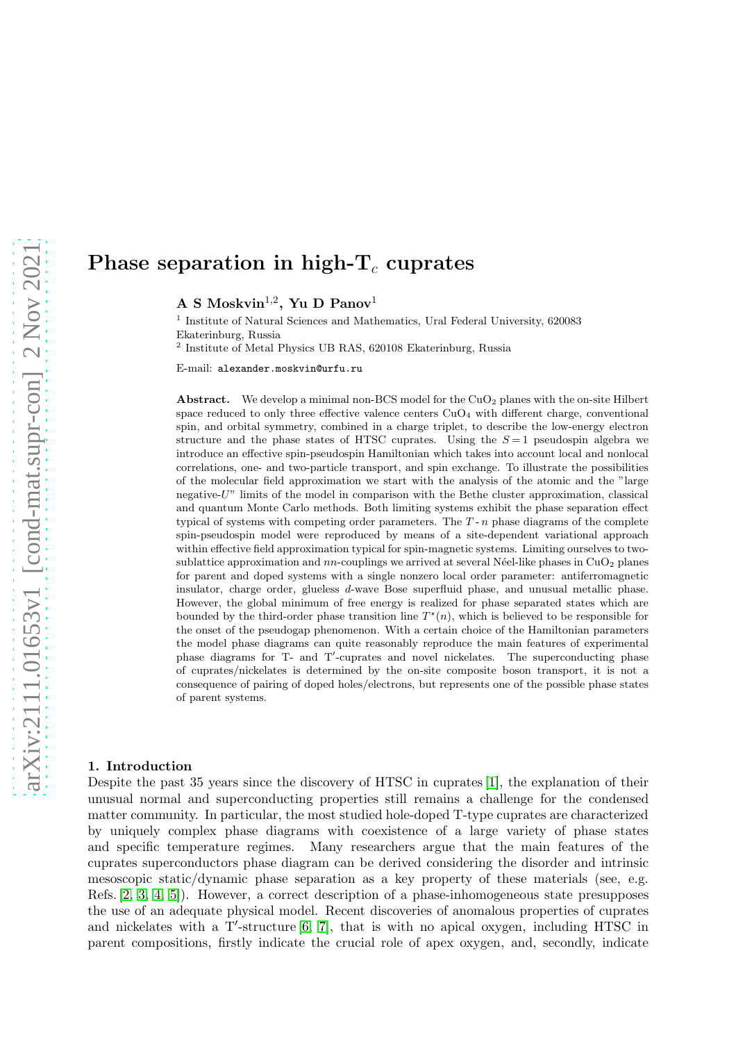# Phase separation in high-T$_c$ cuprates

**A S Moskvin**[1,2], **Yu D Panov**[1]

[1] Institute of Natural Sciences and Mathematics, Ural Federal University, 620083 Ekaterinburg, Russia

[2] Institute of Metal Physics UB RAS, 620108 Ekaterinburg, Russia

E-mail: alexander.moskvin@urfu.ru

**Abstract.** We develop a minimal non-BCS model for the $CuO_2$ planes with the on-site Hilbert space reduced to only three effective valence centers $CuO_4$ with different charge, conventional spin, and orbital symmetry, combined in a charge triplet, to describe the low-energy electron structure and the phase states of HTSC cuprates. Using the $S=1$ pseudospin algebra we introduce an effective spin-pseudospin Hamiltonian which takes into account local and nonlocal correlations, one- and two-particle transport, and spin exchange. To illustrate the possibilities of the molecular field approximation we start with the analysis of the atomic and the "large negative-$U$" limits of the model in comparison with the Bethe cluster approximation, classical and quantum Monte Carlo methods. Both limiting systems exhibit the phase separation effect typical of systems with competing order parameters. The $T$ - $n$ phase diagrams of the complete spin-pseudospin model were reproduced by means of a site-dependent variational approach within effective field approximation typical for spin-magnetic systems. Limiting ourselves to two-sublattice approximation and $nn$-couplings we arrived at several Néel-like phases in $CuO_2$ planes for parent and doped systems with a single nonzero local order parameter: antiferromagnetic insulator, charge order, glueless $d$-wave Bose superfluid phase, and unusual metallic phase. However, the global minimum of free energy is realized for phase separated states which are bounded by the third-order phase transition line $T^{\star}(n)$, which is believed to be responsible for the onset of the pseudogap phenomenon. With a certain choice of the Hamiltonian parameters the model phase diagrams can quite reasonably reproduce the main features of experimental phase diagrams for T- and T$'$-cuprates and novel nickelates. The superconducting phase of cuprates/nickelates is determined by the on-site composite boson transport, it is not a consequence of pairing of doped holes/electrons, but represents one of the possible phase states of parent systems.

## 1. Introduction

Despite the past 35 years since the discovery of HTSC in cuprates [1], the explanation of their unusual normal and superconducting properties still remains a challenge for the condensed matter community. In particular, the most studied hole-doped T-type cuprates are characterized by uniquely complex phase diagrams with coexistence of a large variety of phase states and specific temperature regimes. Many researchers argue that the main features of the cuprates superconductors phase diagram can be derived considering the disorder and intrinsic mesoscopic static/dynamic phase separation as a key property of these materials (see, e.g. Refs. [2, 3, 4, 5]). However, a correct description of a phase-inhomogeneous state presupposes the use of an adequate physical model. Recent discoveries of anomalous properties of cuprates and nickelates with a T$'$-structure [6, 7], that is with no apical oxygen, including HTSC in parent compositions, firstly indicate the crucial role of apex oxygen, and, secondly, indicate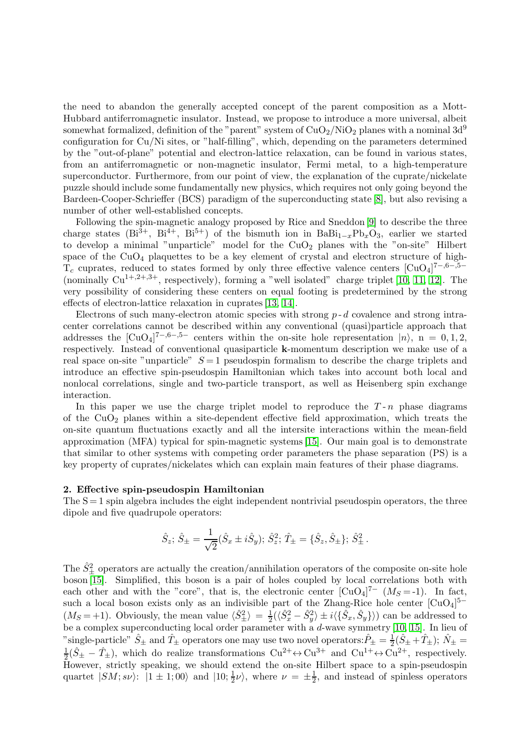the need to abandon the generally accepted concept of the parent composition as a Mott-Hubbard antiferromagnetic insulator. Instead, we propose to introduce a more universal, albeit somewhat formalized, definition of the "parent" system of $CuO_2/NiO_2$ planes with a nominal $3d^9$ configuration for Cu/Ni sites, or "half-filling", which, depending on the parameters determined by the "out-of-plane" potential and electron-lattice relaxation, can be found in various states, from an antiferromagnetic or non-magnetic insulator, Fermi metal, to a high-temperature superconductor. Furthermore, from our point of view, the explanation of the cuprate/nickelate puzzle should include some fundamentally new physics, which requires not only going beyond the Bardeen-Cooper-Schrieffer (BCS) paradigm of the superconducting state [8], but also revising a number of other well-established concepts.

Following the spin-magnetic analogy proposed by Rice and Sneddon [9] to describe the three charge states ($Bi^{3+}$, $Bi^{4+}$, $Bi^{5+}$) of the bismuth ion in $BaBi_{1-x}Pb_xO_3$, earlier we started to develop a minimal "unparticle" model for the $CuO_2$ planes with the "on-site" Hilbert space of the $CuO_4$ plaquettes to be a key element of crystal and electron structure of high-$T_c$ cuprates, reduced to states formed by only three effective valence centers $[CuO_4]^{7-,6-,5-}$ (nominally $Cu^{1+,2+,3+}$, respectively), forming a "well isolated" charge triplet [10, 11, 12]. The very possibility of considering these centers on equal footing is predetermined by the strong effects of electron-lattice relaxation in cuprates [13, 14].

Electrons of such many-electron atomic species with strong $p$-$d$ covalence and strong intra-center correlations cannot be described within any conventional (quasi)particle approach that addresses the $[CuO_4]^{7-,6-,5-}$ centers within the on-site hole representation $|n\rangle$, n $= 0, 1, 2$, respectively. Instead of conventional quasiparticle **k**-momentum description we make use of a real space on-site "unparticle" $S = 1$ pseudospin formalism to describe the charge triplets and introduce an effective spin-pseudospin Hamiltonian which takes into account both local and nonlocal correlations, single and two-particle transport, as well as Heisenberg spin exchange interaction.

In this paper we use the charge triplet model to reproduce the $T$-$n$ phase diagrams of the $CuO_2$ planes within a site-dependent effective field approximation, which treats the on-site quantum fluctuations exactly and all the intersite interactions within the mean-field approximation (MFA) typical for spin-magnetic systems [15]. Our main goal is to demonstrate that similar to other systems with competing order parameters the phase separation (PS) is a key property of cuprates/nickelates which can explain main features of their phase diagrams.

## 2. Effective spin-pseudospin Hamiltonian

The S = 1 spin algebra includes the eight independent nontrivial pseudospin operators, the three dipole and five quadrupole operators:

$$\hat{S}_z;\ \hat{S}_\pm = \frac{1}{\sqrt{2}}(\hat{S}_x \pm i\hat{S}_y);\ \hat{S}_z^2;\ \hat{T}_\pm = \{\hat{S}_z, \hat{S}_\pm\};\ \hat{S}_\pm^2\,.$$

The $\hat{S}_\pm^2$ operators are actually the creation/annihilation operators of the composite on-site hole boson [15]. Simplified, this boson is a pair of holes coupled by local correlations both with each other and with the "core", that is, the electronic center $[CuO_4]^{7-}$ ($M_S = $-1). In fact, such a local boson exists only as an indivisible part of the Zhang-Rice hole center $[CuO_4]^{5-}$ ($M_S = +1$). Obviously, the mean value $\langle\hat{S}_\pm^2\rangle = \frac{1}{2}(\langle\hat{S}_x^2 - \hat{S}_y^2\rangle \pm i\langle\{\hat{S}_x, \hat{S}_y\}\rangle)$ can be addressed to be a complex superconducting local order parameter with a $d$-wave symmetry [10, 15]. In lieu of "single-particle" $\hat{S}_\pm$ and $\hat{T}_\pm$ operators one may use two novel operators: $\hat{P}_\pm = \frac{1}{2}(\hat{S}_\pm + \hat{T}_\pm)$; $\hat{N}_\pm = \frac{1}{2}(\hat{S}_\pm - \hat{T}_\pm)$, which do realize transformations $Cu^{2+} \leftrightarrow Cu^{3+}$ and $Cu^{1+} \leftrightarrow Cu^{2+}$, respectively. However, strictly speaking, we should extend the on-site Hilbert space to a spin-pseudospin quartet $|SM; s\nu\rangle$: $|1 \pm 1; 00\rangle$ and $|10; \frac{1}{2}\nu\rangle$, where $\nu = \pm\frac{1}{2}$, and instead of spinless operators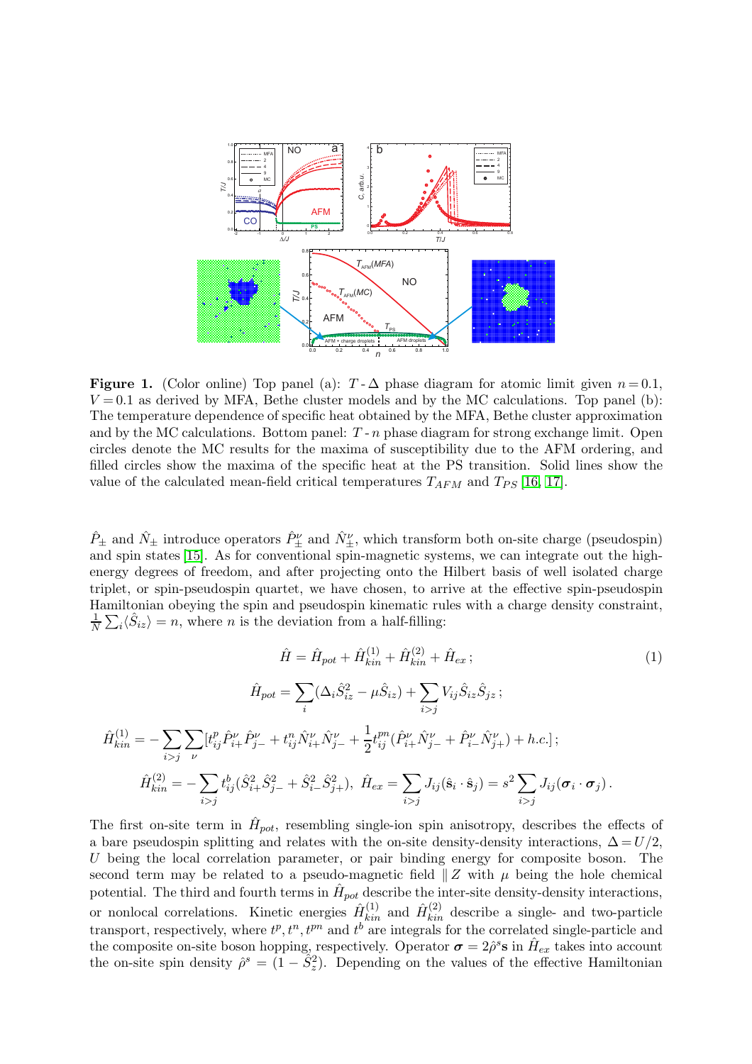**Figure 1.** (Color online) Top panel (a): $T$ - $\Delta$ phase diagram for atomic limit given $n=0.1$, $V=0.1$ as derived by MFA, Bethe cluster models and by the MC calculations. Top panel (b): The temperature dependence of specific heat obtained by the MFA, Bethe cluster approximation and by the MC calculations. Bottom panel: $T$ - $n$ phase diagram for strong exchange limit. Open circles denote the MC results for the maxima of susceptibility due to the AFM ordering, and filled circles show the maxima of the specific heat at the PS transition. Solid lines show the value of the calculated mean-field critical temperatures $T_{AFM}$ and $T_{PS}$ [16, 17].

$\hat{P}_{\pm}$ and $\hat{N}_{\pm}$ introduce operators $\hat{P}^{\nu}_{\pm}$ and $\hat{N}^{\nu}_{\pm}$, which transform both on-site charge (pseudospin) and spin states [15]. As for conventional spin-magnetic systems, we can integrate out the high-energy degrees of freedom, and after projecting onto the Hilbert basis of well isolated charge triplet, or spin-pseudospin quartet, we have chosen, to arrive at the effective spin-pseudospin Hamiltonian obeying the spin and pseudospin kinematic rules with a charge density constraint, $\frac{1}{N}\sum_i \langle \hat{S}_{iz}\rangle = n$, where $n$ is the deviation from a half-filling:

$$
\hat{H} = \hat{H}_{pot} + \hat{H}^{(1)}_{kin} + \hat{H}^{(2)}_{kin} + \hat{H}_{ex}\,; \tag{1}
$$

$$
\hat{H}_{pot} = \sum_i (\Delta_i \hat{S}^2_{iz} - \mu \hat{S}_{iz}) + \sum_{i>j} V_{ij}\hat{S}_{iz}\hat{S}_{jz}\,;
$$

$$
\hat{H}^{(1)}_{kin} = -\sum_{i>j}\sum_{\nu}[t^{p}_{ij}\hat{P}^{\nu}_{i+}\hat{P}^{\nu}_{j-} + t^{n}_{ij}\hat{N}^{\nu}_{i+}\hat{N}^{\nu}_{j-} + \frac{1}{2}t^{pn}_{ij}(\hat{P}^{\nu}_{i+}\hat{N}^{\nu}_{j-} + \hat{P}^{\nu}_{i-}\hat{N}^{\nu}_{j+}) + h.c.]\,;
$$

$$
\hat{H}^{(2)}_{kin} = -\sum_{i>j} t^{b}_{ij}(\hat{S}^2_{i+}\hat{S}^2_{j-} + \hat{S}^2_{i-}\hat{S}^2_{j+}),\;\; \hat{H}_{ex} = \sum_{i>j} J_{ij}(\hat{\mathbf{s}}_i\cdot\hat{\mathbf{s}}_j) = s^2\sum_{i>j} J_{ij}(\boldsymbol{\sigma}_i\cdot\boldsymbol{\sigma}_j)\,.
$$

The first on-site term in $\hat{H}_{pot}$, resembling single-ion spin anisotropy, describes the effects of a bare pseudospin splitting and relates with the on-site density-density interactions, $\Delta = U/2$, $U$ being the local correlation parameter, or pair binding energy for composite boson. The second term may be related to a pseudo-magnetic field $\parallel Z$ with $\mu$ being the hole chemical potential. The third and fourth terms in $\hat{H}_{pot}$ describe the inter-site density-density interactions, or nonlocal correlations. Kinetic energies $\hat{H}^{(1)}_{kin}$ and $\hat{H}^{(2)}_{kin}$ describe a single- and two-particle transport, respectively, where $t^p, t^n, t^{pn}$ and $t^b$ are integrals for the correlated single-particle and the composite on-site boson hopping, respectively. Operator $\boldsymbol{\sigma} = 2\hat{\rho}^s\mathbf{s}$ in $\hat{H}_{ex}$ takes into account the on-site spin density $\hat{\rho}^s = (1 - \hat{S}^2_z)$. Depending on the values of the effective Hamiltonian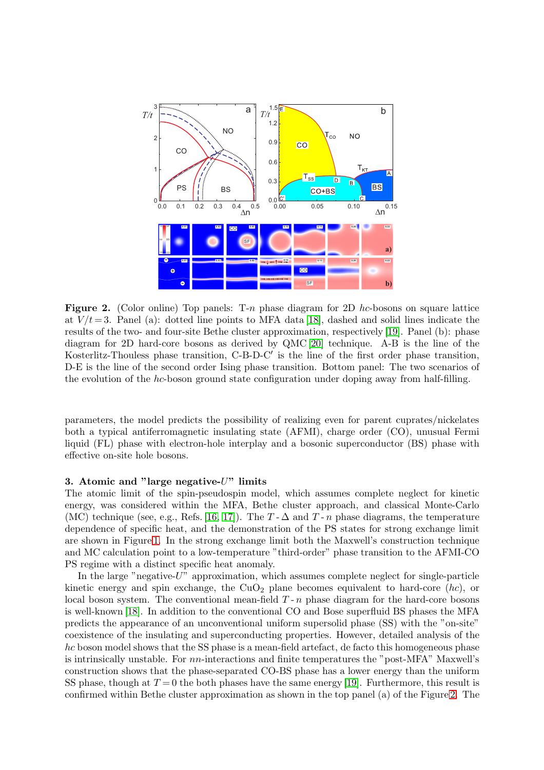**Figure 2.** (Color online) Top panels: T-$n$ phase diagram for 2D *hc*-bosons on square lattice at $V/t = 3$. Panel (a): dotted line points to MFA data [18], dashed and solid lines indicate the results of the two- and four-site Bethe cluster approximation, respectively [19]. Panel (b): phase diagram for 2D hard-core bosons as derived by QMC [20] technique. A-B is the line of the Kosterlitz-Thouless phase transition, C-B-D-C′ is the line of the first order phase transition, D-E is the line of the second order Ising phase transition. Bottom panel: The two scenarios of the evolution of the *hc*-boson ground state configuration under doping away from half-filling.

parameters, the model predicts the possibility of realizing even for parent cuprates/nickelates both a typical antiferromagnetic insulating state (AFMI), charge order (CO), unusual Fermi liquid (FL) phase with electron-hole interplay and a bosonic superconductor (BS) phase with effective on-site hole bosons.

## 3. Atomic and "large negative-$U$" limits

The atomic limit of the spin-pseudospin model, which assumes complete neglect for kinetic energy, was considered within the MFA, Bethe cluster approach, and classical Monte-Carlo (MC) technique (see, e.g., Refs. [16, 17]). The $T$-$\Delta$ and $T$-$n$ phase diagrams, the temperature dependence of specific heat, and the demonstration of the PS states for strong exchange limit are shown in Figure 1. In the strong exchange limit both the Maxwell's construction technique and MC calculation point to a low-temperature "third-order" phase transition to the AFMI-CO PS regime with a distinct specific heat anomaly.

In the large "negative-$U$" approximation, which assumes complete neglect for single-particle kinetic energy and spin exchange, the $CuO_2$ plane becomes equivalent to hard-core (*hc*), or local boson system. The conventional mean-field $T$-$n$ phase diagram for the hard-core bosons is well-known [18]. In addition to the conventional CO and Bose superfluid BS phases the MFA predicts the appearance of an unconventional uniform supersolid phase (SS) with the "on-site" coexistence of the insulating and superconducting properties. However, detailed analysis of the *hc* boson model shows that the SS phase is a mean-field artefact, de facto this homogeneous phase is intrinsically unstable. For *nn*-interactions and finite temperatures the "post-MFA" Maxwell's construction shows that the phase-separated CO-BS phase has a lower energy than the uniform SS phase, though at $T = 0$ the both phases have the same energy [19]. Furthermore, this result is confirmed within Bethe cluster approximation as shown in the top panel (a) of the Figure 2. The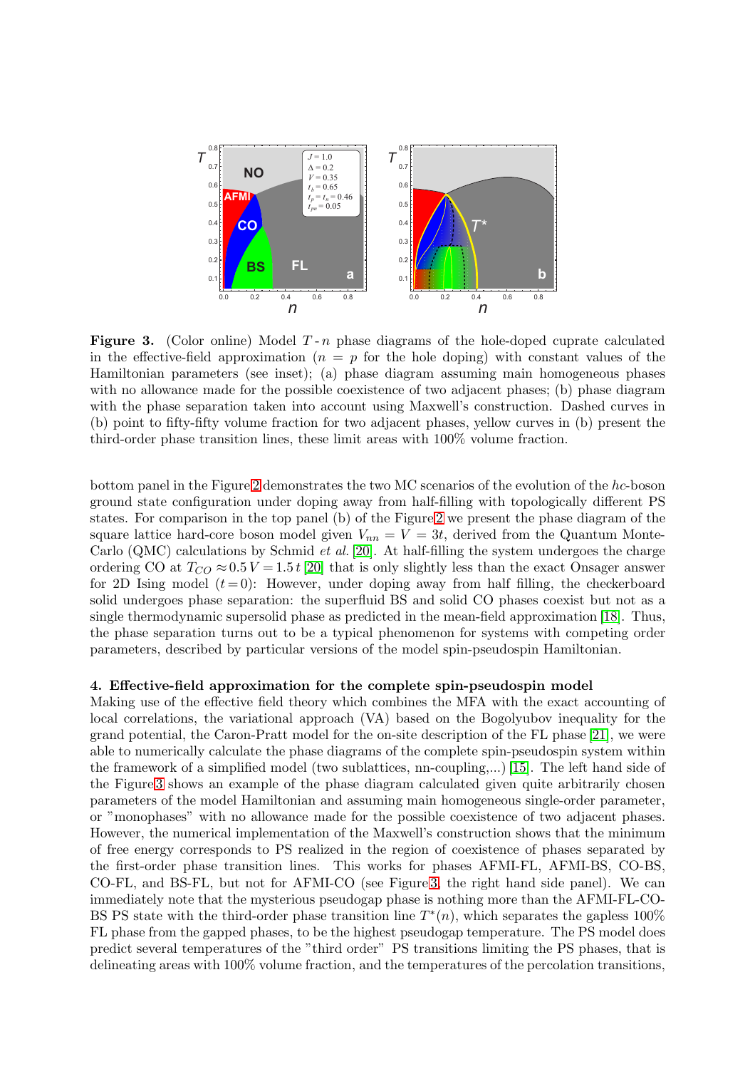**Figure 3.** (Color online) Model $T$ - $n$ phase diagrams of the hole-doped cuprate calculated in the effective-field approximation ($n = p$ for the hole doping) with constant values of the Hamiltonian parameters (see inset); (a) phase diagram assuming main homogeneous phases with no allowance made for the possible coexistence of two adjacent phases; (b) phase diagram with the phase separation taken into account using Maxwell's construction. Dashed curves in (b) point to fifty-fifty volume fraction for two adjacent phases, yellow curves in (b) present the third-order phase transition lines, these limit areas with 100% volume fraction.

bottom panel in the Figure 2 demonstrates the two MC scenarios of the evolution of the $hc$-boson ground state configuration under doping away from half-filling with topologically different PS states. For comparison in the top panel (b) of the Figure 2 we present the phase diagram of the square lattice hard-core boson model given $V_{nn} = V = 3t$, derived from the Quantum Monte-Carlo (QMC) calculations by Schmid *et al.* [20]. At half-filling the system undergoes the charge ordering CO at $T_{CO} \approx 0.5\,V = 1.5\,t$ [20] that is only slightly less than the exact Onsager answer for 2D Ising model ($t=0$): However, under doping away from half filling, the checkerboard solid undergoes phase separation: the superfluid BS and solid CO phases coexist but not as a single thermodynamic supersolid phase as predicted in the mean-field approximation [18]. Thus, the phase separation turns out to be a typical phenomenon for systems with competing order parameters, described by particular versions of the model spin-pseudospin Hamiltonian.

## 4. Effective-field approximation for the complete spin-pseudospin model

Making use of the effective field theory which combines the MFA with the exact accounting of local correlations, the variational approach (VA) based on the Bogolyubov inequality for the grand potential, the Caron-Pratt model for the on-site description of the FL phase [21], we were able to numerically calculate the phase diagrams of the complete spin-pseudospin system within the framework of a simplified model (two sublattices, nn-coupling,...) [15]. The left hand side of the Figure 3 shows an example of the phase diagram calculated given quite arbitrarily chosen parameters of the model Hamiltonian and assuming main homogeneous single-order parameter, or "monophases" with no allowance made for the possible coexistence of two adjacent phases. However, the numerical implementation of the Maxwell's construction shows that the minimum of free energy corresponds to PS realized in the region of coexistence of phases separated by the first-order phase transition lines. This works for phases AFMI-FL, AFMI-BS, CO-BS, CO-FL, and BS-FL, but not for AFMI-CO (see Figure 3, the right hand side panel). We can immediately note that the mysterious pseudogap phase is nothing more than the AFMI-FL-CO-BS PS state with the third-order phase transition line $T^{*}(n)$, which separates the gapless 100% FL phase from the gapped phases, to be the highest pseudogap temperature. The PS model does predict several temperatures of the "third order" PS transitions limiting the PS phases, that is delineating areas with 100% volume fraction, and the temperatures of the percolation transitions,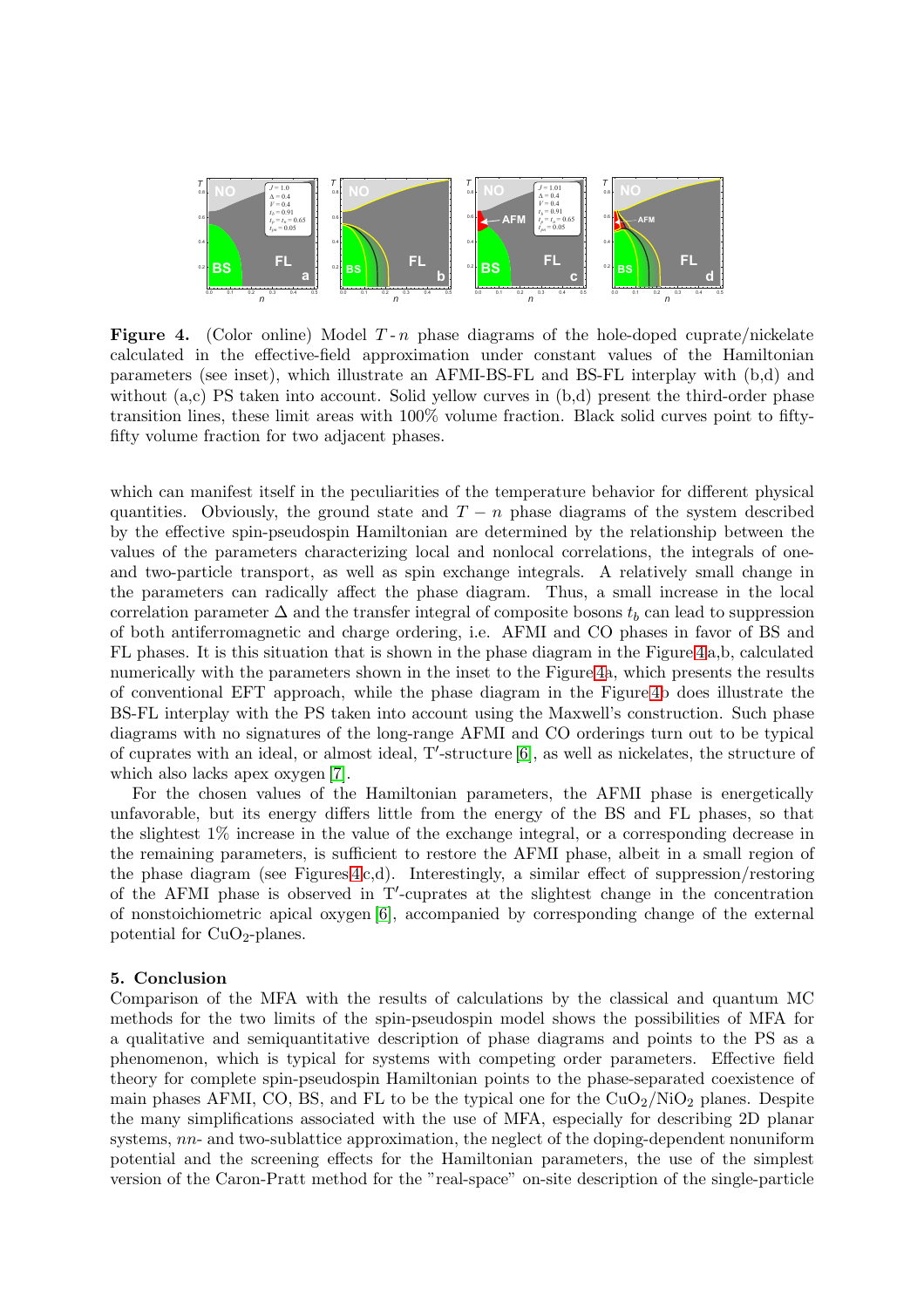**Figure 4.** (Color online) Model $T$ - $n$ phase diagrams of the hole-doped cuprate/nickelate calculated in the effective-field approximation under constant values of the Hamiltonian parameters (see inset), which illustrate an AFMI-BS-FL and BS-FL interplay with (b,d) and without (a,c) PS taken into account. Solid yellow curves in (b,d) present the third-order phase transition lines, these limit areas with 100% volume fraction. Black solid curves point to fifty-fifty volume fraction for two adjacent phases.

which can manifest itself in the peculiarities of the temperature behavior for different physical quantities. Obviously, the ground state and $T - n$ phase diagrams of the system described by the effective spin-pseudospin Hamiltonian are determined by the relationship between the values of the parameters characterizing local and nonlocal correlations, the integrals of one- and two-particle transport, as well as spin exchange integrals. A relatively small change in the parameters can radically affect the phase diagram. Thus, a small increase in the local correlation parameter $\Delta$ and the transfer integral of composite bosons $t_b$ can lead to suppression of both antiferromagnetic and charge ordering, i.e. AFMI and CO phases in favor of BS and FL phases. It is this situation that is shown in the phase diagram in the Figure 4a,b, calculated numerically with the parameters shown in the inset to the Figure 4a, which presents the results of conventional EFT approach, while the phase diagram in the Figure 4b does illustrate the BS-FL interplay with the PS taken into account using the Maxwell's construction. Such phase diagrams with no signatures of the long-range AFMI and CO orderings turn out to be typical of cuprates with an ideal, or almost ideal, T′-structure [6], as well as nickelates, the structure of which also lacks apex oxygen [7].

For the chosen values of the Hamiltonian parameters, the AFMI phase is energetically unfavorable, but its energy differs little from the energy of the BS and FL phases, so that the slightest 1% increase in the value of the exchange integral, or a corresponding decrease in the remaining parameters, is sufficient to restore the AFMI phase, albeit in a small region of the phase diagram (see Figures 4c,d). Interestingly, a similar effect of suppression/restoring of the AFMI phase is observed in T′-cuprates at the slightest change in the concentration of nonstoichiometric apical oxygen [6], accompanied by corresponding change of the external potential for $CuO_2$-planes.

## 5. Conclusion

Comparison of the MFA with the results of calculations by the classical and quantum MC methods for the two limits of the spin-pseudospin model shows the possibilities of MFA for a qualitative and semiquantitative description of phase diagrams and points to the PS as a phenomenon, which is typical for systems with competing order parameters. Effective field theory for complete spin-pseudospin Hamiltonian points to the phase-separated coexistence of main phases AFMI, CO, BS, and FL to be the typical one for the $CuO_2$/$NiO_2$ planes. Despite the many simplifications associated with the use of MFA, especially for describing 2D planar systems, *nn*- and two-sublattice approximation, the neglect of the doping-dependent nonuniform potential and the screening effects for the Hamiltonian parameters, the use of the simplest version of the Caron-Pratt method for the "real-space" on-site description of the single-particle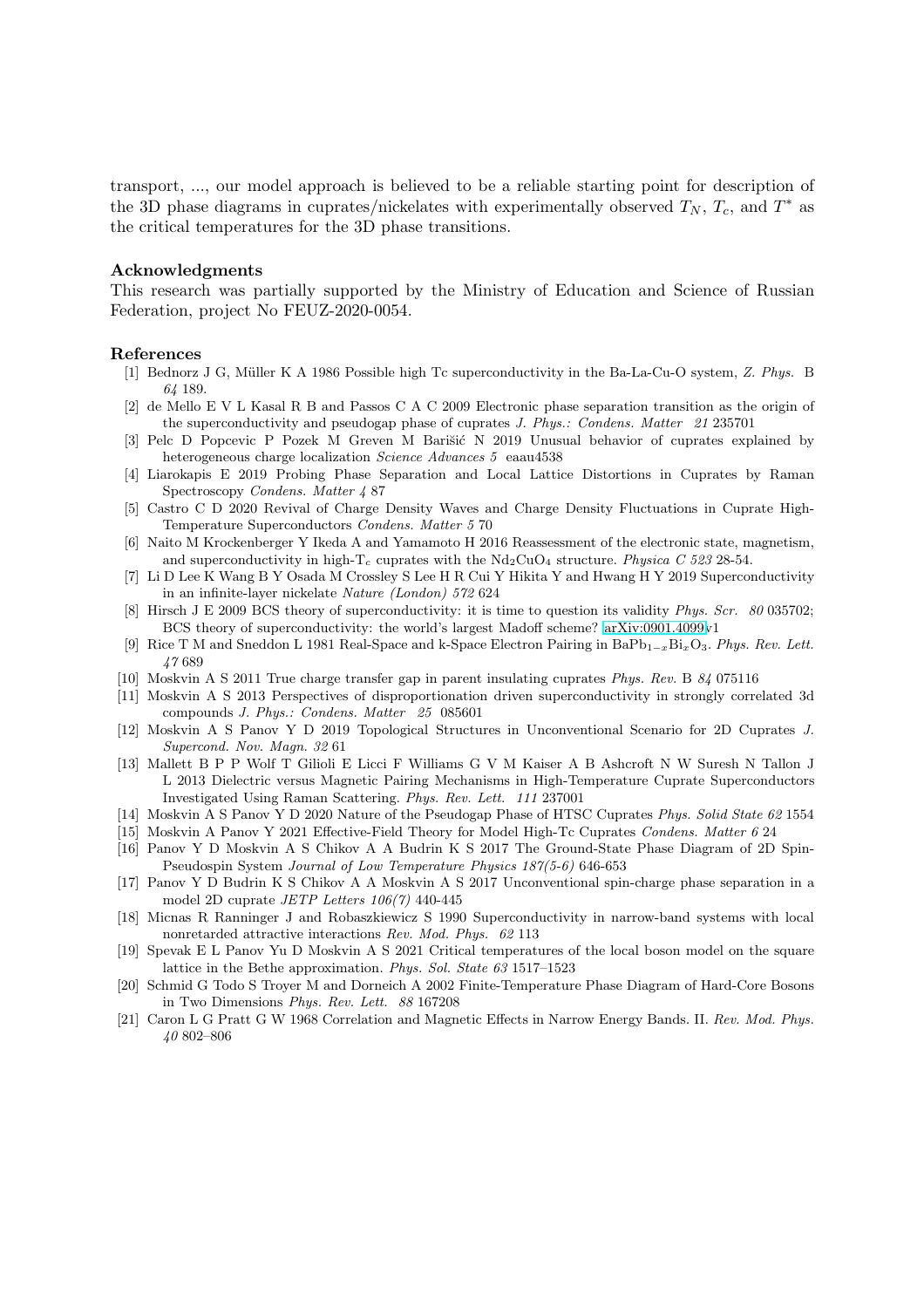transport, ..., our model approach is believed to be a reliable starting point for description of the 3D phase diagrams in cuprates/nickelates with experimentally observed $T_N$, $T_c$, and $T^*$ as the critical temperatures for the 3D phase transitions.

### Acknowledgments

This research was partially supported by the Ministry of Education and Science of Russian Federation, project No FEUZ-2020-0054.

### References

[1] Bednorz J G, Müller K A 1986 Possible high Tc superconductivity in the Ba-La-Cu-O system, *Z. Phys.* B *64* 189.

[2] de Mello E V L Kasal R B and Passos C A C 2009 Electronic phase separation transition as the origin of the superconductivity and pseudogap phase of cuprates *J. Phys.: Condens. Matter 21* 235701

[3] Pelc D Popcevic P Pozek M Greven M Barišić N 2019 Unusual behavior of cuprates explained by heterogeneous charge localization *Science Advances 5* eaau4538

[4] Liarokapis E 2019 Probing Phase Separation and Local Lattice Distortions in Cuprates by Raman Spectroscopy *Condens. Matter 4* 87

[5] Castro C D 2020 Revival of Charge Density Waves and Charge Density Fluctuations in Cuprate High-Temperature Superconductors *Condens. Matter 5* 70

[6] Naito M Krockenberger Y Ikeda A and Yamamoto H 2016 Reassessment of the electronic state, magnetism, and superconductivity in high-$T_c$ cuprates with the $Nd_2CuO_4$ structure. *Physica C 523* 28-54.

[7] Li D Lee K Wang B Y Osada M Crossley S Lee H R Cui Y Hikita Y and Hwang H Y 2019 Superconductivity in an infinite-layer nickelate *Nature (London) 572* 624

[8] Hirsch J E 2009 BCS theory of superconductivity: it is time to question its validity *Phys. Scr. 80* 035702; BCS theory of superconductivity: the world's largest Madoff scheme? arXiv:0901.4099v1

[9] Rice T M and Sneddon L 1981 Real-Space and k-Space Electron Pairing in $BaPb_{1-x}Bi_xO_3$. *Phys. Rev. Lett. 47* 689

[10] Moskvin A S 2011 True charge transfer gap in parent insulating cuprates *Phys. Rev.* B *84* 075116

[11] Moskvin A S 2013 Perspectives of disproportionation driven superconductivity in strongly correlated 3d compounds *J. Phys.: Condens. Matter 25* 085601

[12] Moskvin A S Panov Y D 2019 Topological Structures in Unconventional Scenario for 2D Cuprates *J. Supercond. Nov. Magn. 32* 61

[13] Mallett B P P Wolf T Gilioli E Licci F Williams G V M Kaiser A B Ashcroft N W Suresh N Tallon J L 2013 Dielectric versus Magnetic Pairing Mechanisms in High-Temperature Cuprate Superconductors Investigated Using Raman Scattering. *Phys. Rev. Lett. 111* 237001

[14] Moskvin A S Panov Y D 2020 Nature of the Pseudogap Phase of HTSC Cuprates *Phys. Solid State 62* 1554

[15] Moskvin A Panov Y 2021 Effective-Field Theory for Model High-Tc Cuprates *Condens. Matter 6* 24

[16] Panov Y D Moskvin A S Chikov A A Budrin K S 2017 The Ground-State Phase Diagram of 2D Spin-Pseudospin System *Journal of Low Temperature Physics 187(5-6)* 646-653

[17] Panov Y D Budrin K S Chikov A A Moskvin A S 2017 Unconventional spin-charge phase separation in a model 2D cuprate *JETP Letters 106(7)* 440-445

[18] Micnas R Ranninger J and Robaszkiewicz S 1990 Superconductivity in narrow-band systems with local nonretarded attractive interactions *Rev. Mod. Phys. 62* 113

[19] Spevak E L Panov Yu D Moskvin A S 2021 Critical temperatures of the local boson model on the square lattice in the Bethe approximation. *Phys. Sol. State 63* 1517–1523

[20] Schmid G Todo S Troyer M and Dorneich A 2002 Finite-Temperature Phase Diagram of Hard-Core Bosons in Two Dimensions *Phys. Rev. Lett. 88* 167208

[21] Caron L G Pratt G W 1968 Correlation and Magnetic Effects in Narrow Energy Bands. II. *Rev. Mod. Phys. 40* 802–806